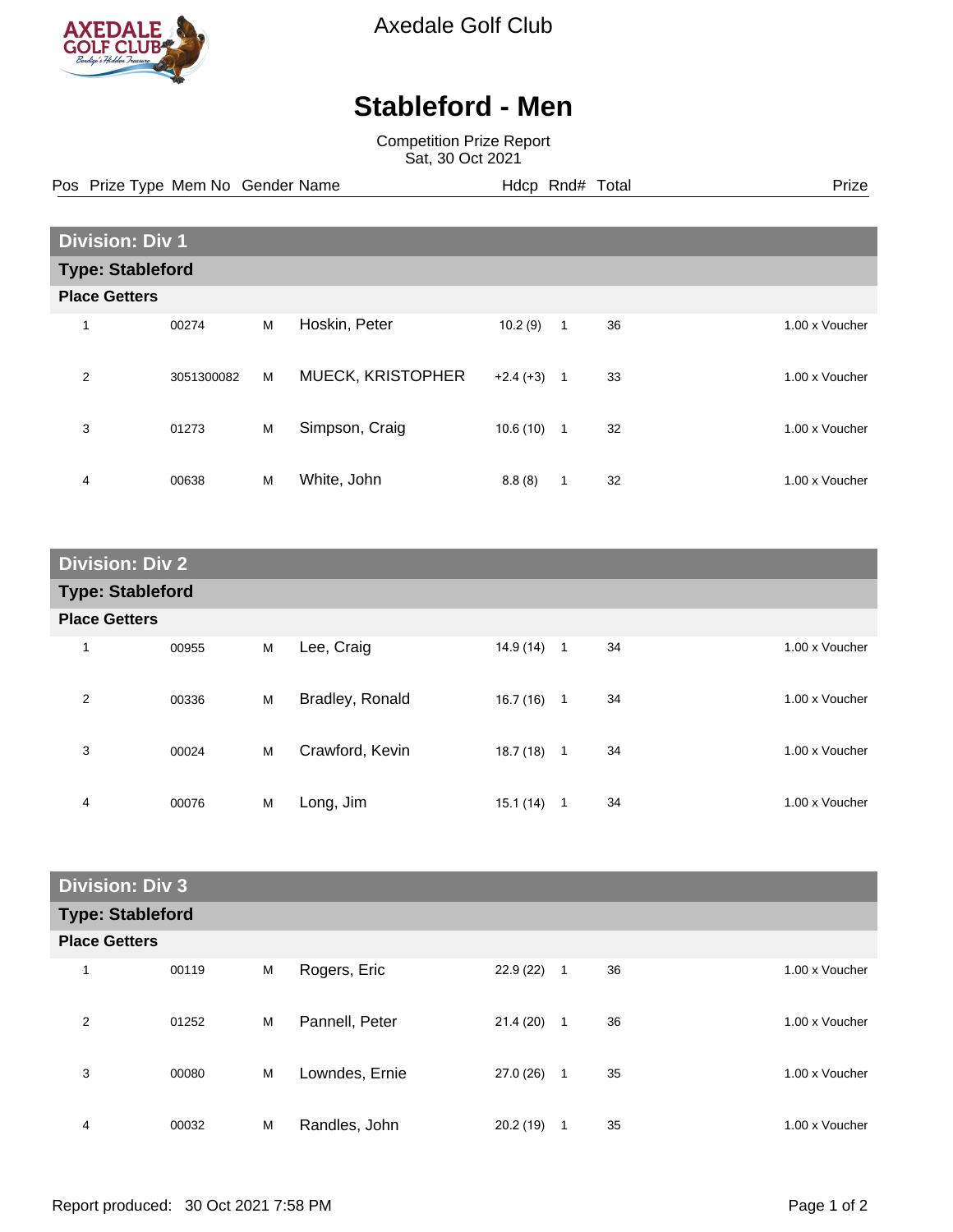Axedale Golf Club

# Stableford - Men

Competition Prize Report
Sat, 30 Oct 2021

## Division: Div 1

### Type: Stableford

**Place Getters**

| Pos | Prize Type | Mem No | Gender | Name | Hdcp | Rnd# | Total | Prize |
|---|---|---|---|---|---|---|---|---|
| 1 | | 00274 | M | Hoskin, Peter | 10.2 (9) | 1 | 36 | 1.00 x Voucher |
| 2 | | 3051300082 | M | MUECK, KRISTOPHER | +2.4 (+3) | 1 | 33 | 1.00 x Voucher |
| 3 | | 01273 | M | Simpson, Craig | 10.6 (10) | 1 | 32 | 1.00 x Voucher |
| 4 | | 00638 | M | White, John | 8.8 (8) | 1 | 32 | 1.00 x Voucher |

## Division: Div 2

### Type: Stableford

**Place Getters**

| Pos | Prize Type | Mem No | Gender | Name | Hdcp | Rnd# | Total | Prize |
|---|---|---|---|---|---|---|---|---|
| 1 | | 00955 | M | Lee, Craig | 14.9 (14) | 1 | 34 | 1.00 x Voucher |
| 2 | | 00336 | M | Bradley, Ronald | 16.7 (16) | 1 | 34 | 1.00 x Voucher |
| 3 | | 00024 | M | Crawford, Kevin | 18.7 (18) | 1 | 34 | 1.00 x Voucher |
| 4 | | 00076 | M | Long, Jim | 15.1 (14) | 1 | 34 | 1.00 x Voucher |

## Division: Div 3

### Type: Stableford

**Place Getters**

| Pos | Prize Type | Mem No | Gender | Name | Hdcp | Rnd# | Total | Prize |
|---|---|---|---|---|---|---|---|---|
| 1 | | 00119 | M | Rogers, Eric | 22.9 (22) | 1 | 36 | 1.00 x Voucher |
| 2 | | 01252 | M | Pannell, Peter | 21.4 (20) | 1 | 36 | 1.00 x Voucher |
| 3 | | 00080 | M | Lowndes, Ernie | 27.0 (26) | 1 | 35 | 1.00 x Voucher |
| 4 | | 00032 | M | Randles, John | 20.2 (19) | 1 | 35 | 1.00 x Voucher |

Report produced: 30 Oct 2021 7:58 PM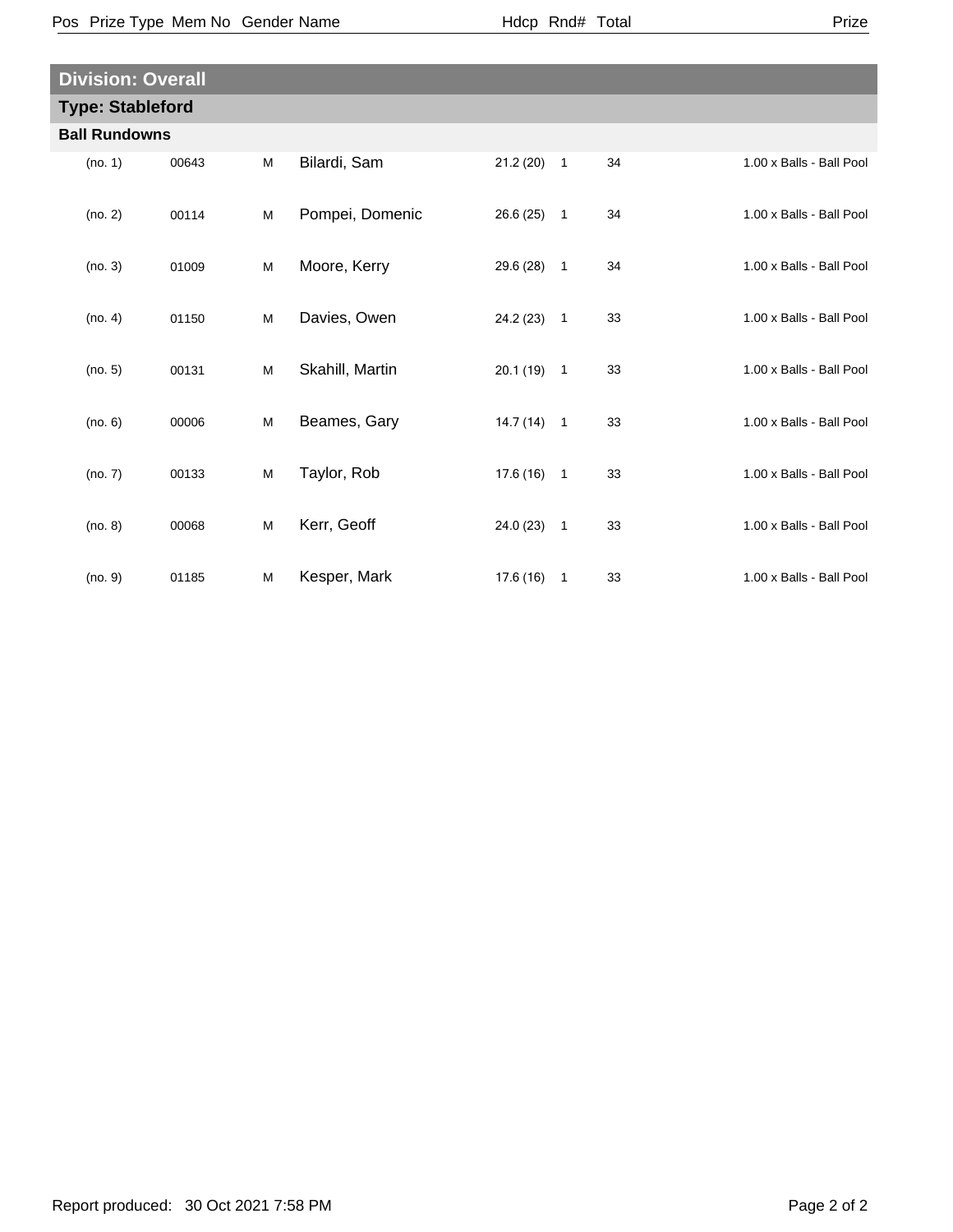| Pos | Prize Type | Mem No | Gender | Name | Hdcp | Rnd# | Total | Prize |
|---|---|---|---|---|---|---|---|---|

## Division: Overall

### Type: Stableford

**Ball Rundowns**

| Pos | Prize Type | Mem No | Gender | Name | Hdcp | Rnd# | Total | Prize |
|---|---|---|---|---|---|---|---|---|
| | (no. 1) | 00643 | M | Bilardi, Sam | 21.2 (20) | 1 | 34 | 1.00 x Balls - Ball Pool |
| | (no. 2) | 00114 | M | Pompei, Domenic | 26.6 (25) | 1 | 34 | 1.00 x Balls - Ball Pool |
| | (no. 3) | 01009 | M | Moore, Kerry | 29.6 (28) | 1 | 34 | 1.00 x Balls - Ball Pool |
| | (no. 4) | 01150 | M | Davies, Owen | 24.2 (23) | 1 | 33 | 1.00 x Balls - Ball Pool |
| | (no. 5) | 00131 | M | Skahill, Martin | 20.1 (19) | 1 | 33 | 1.00 x Balls - Ball Pool |
| | (no. 6) | 00006 | M | Beames, Gary | 14.7 (14) | 1 | 33 | 1.00 x Balls - Ball Pool |
| | (no. 7) | 00133 | M | Taylor, Rob | 17.6 (16) | 1 | 33 | 1.00 x Balls - Ball Pool |
| | (no. 8) | 00068 | M | Kerr, Geoff | 24.0 (23) | 1 | 33 | 1.00 x Balls - Ball Pool |
| | (no. 9) | 01185 | M | Kesper, Mark | 17.6 (16) | 1 | 33 | 1.00 x Balls - Ball Pool |

Report produced: 30 Oct 2021 7:58 PM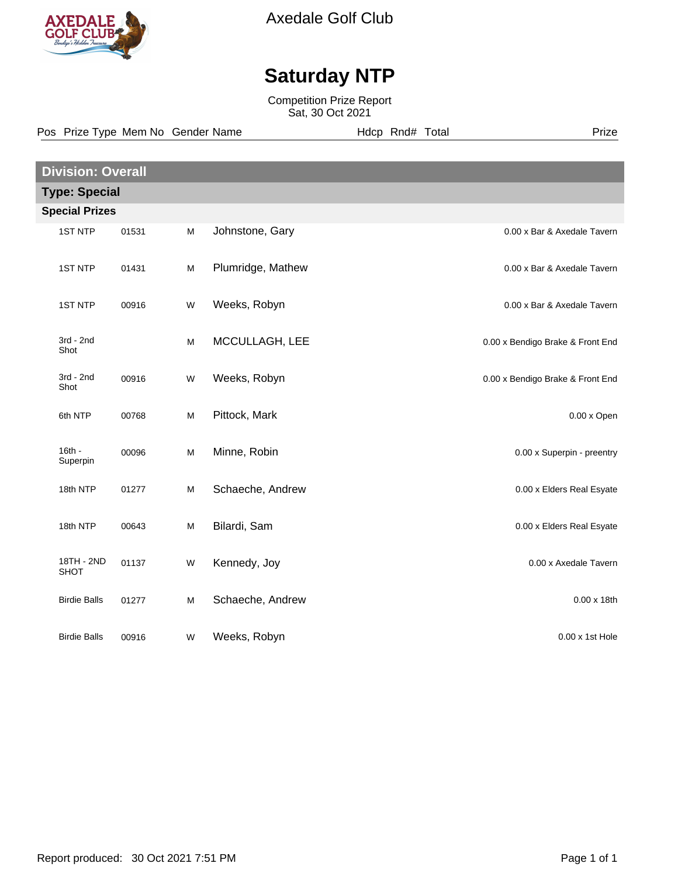Axedale Golf Club

# Saturday NTP

Competition Prize Report
Sat, 30 Oct 2021

## Division: Overall

### Type: Special

#### Special Prizes

| Pos | Prize Type | Mem No | Gender | Name | Hdcp | Rnd# | Total | Prize |
|---|---|---|---|---|---|---|---|---|
| | 1ST NTP | 01531 | M | Johnstone, Gary | | | | 0.00 x Bar & Axedale Tavern |
| | 1ST NTP | 01431 | M | Plumridge, Mathew | | | | 0.00 x Bar & Axedale Tavern |
| | 1ST NTP | 00916 | W | Weeks, Robyn | | | | 0.00 x Bar & Axedale Tavern |
| | 3rd - 2nd Shot | | M | MCCULLAGH, LEE | | | | 0.00 x Bendigo Brake & Front End |
| | 3rd - 2nd Shot | 00916 | W | Weeks, Robyn | | | | 0.00 x Bendigo Brake & Front End |
| | 6th NTP | 00768 | M | Pittock, Mark | | | | 0.00 x Open |
| | 16th - Superpin | 00096 | M | Minne, Robin | | | | 0.00 x Superpin - preentry |
| | 18th NTP | 01277 | M | Schaeche, Andrew | | | | 0.00 x Elders Real Esyate |
| | 18th NTP | 00643 | M | Bilardi, Sam | | | | 0.00 x Elders Real Esyate |
| | 18TH - 2ND SHOT | 01137 | W | Kennedy, Joy | | | | 0.00 x Axedale Tavern |
| | Birdie Balls | 01277 | M | Schaeche, Andrew | | | | 0.00 x 18th |
| | Birdie Balls | 00916 | W | Weeks, Robyn | | | | 0.00 x 1st Hole |

Report produced: 30 Oct 2021 7:51 PM